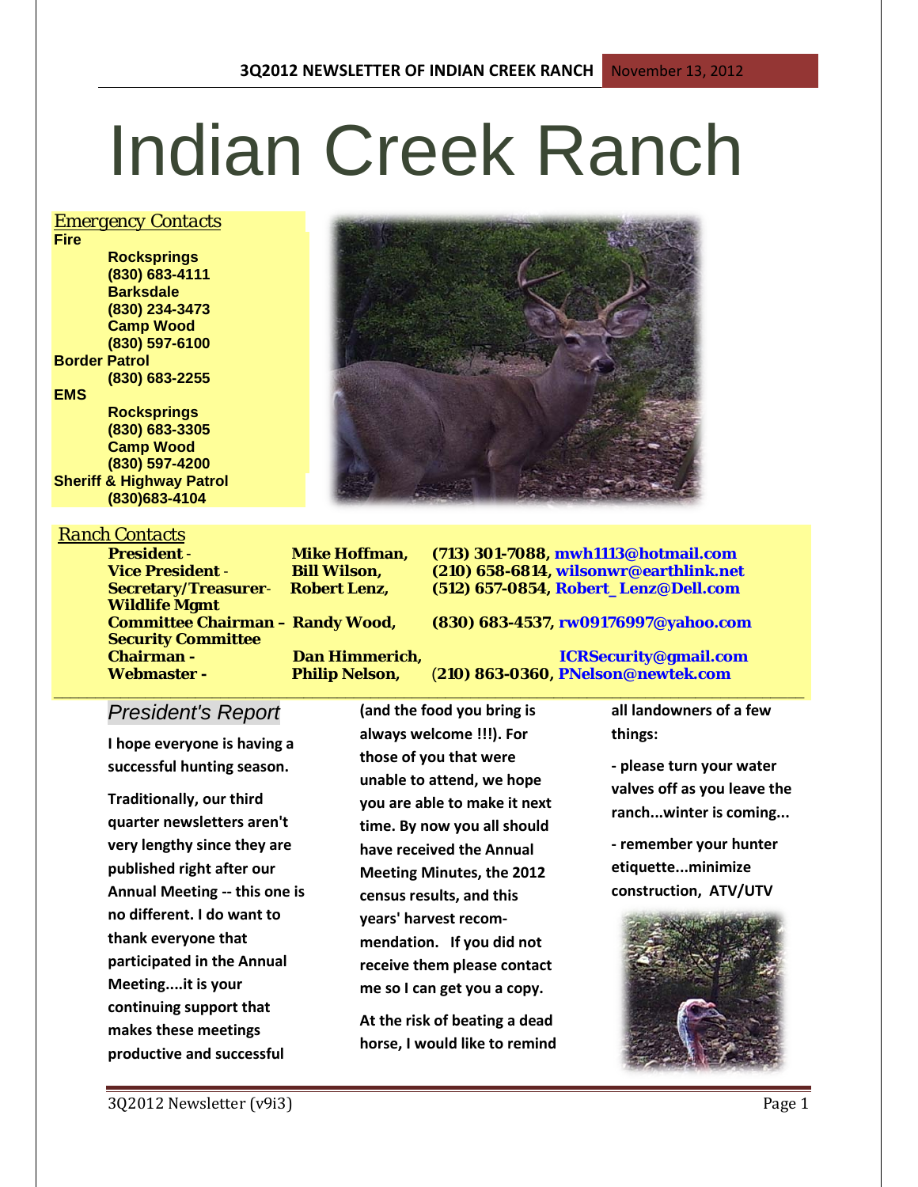# Indian Creek Ranch

3Q2012 NEWSLETTER OF INDIAN CREEK RANCH — November 13, 2012

## *Emergency Contacts*

**Fire**
- **Rocksprings (830) 683-4111**
- **Barksdale (830) 234-3473**
- **Camp Wood (830) 597-6100**

**Border Patrol**
- **(830) 683-2255**

**EMS**
- **Rocksprings (830) 683-3305**
- **Camp Wood (830) 597-4200**

**Sheriff & Highway Patrol**
- **(830)683-4104**

## *Ranch Contacts*

| | | |
|---|---|---|
| **President -** | **Mike Hoffman,** | **(713) 301-7088, mwh1113@hotmail.com** |
| **Vice President -** | **Bill Wilson,** | **(210) 658-6814, wilsonwr@earthlink.net** |
| **Secretary/Treasurer-** | **Robert Lenz,** | **(512) 657-0854, Robert_Lenz@Dell.com** |
| **Wildlife Mgmt Committee Chairman –** | **Randy Wood,** | **(830) 683-4537, rw09176997@yahoo.com** |
| **Security Committee Chairman -** | **Dan Himmerich,** | **ICRSecurity@gmail.com** |
| **Webmaster -** | **Philip Nelson,** | **(210) 863-0360, PNelson@newtek.com** |

## *President's Report*

**I hope everyone is having a successful hunting season.**

**Traditionally, our third quarter newsletters aren't very lengthy since they are published right after our Annual Meeting -- this one is no different. I do want to thank everyone that participated in the Annual Meeting....it is your continuing support that makes these meetings productive and successful (and the food you bring is always welcome !!!). For those of you that were unable to attend, we hope you are able to make it next time. By now you all should have received the Annual Meeting Minutes, the 2012 census results, and this years' harvest recom-mendation. If you did not receive them please contact me so I can get you a copy.**

**At the risk of beating a dead horse, I would like to remind all landowners of a few things:**

**- please turn your water valves off as you leave the ranch...winter is coming...**

**- remember your hunter etiquette...minimize construction, ATV/UTV**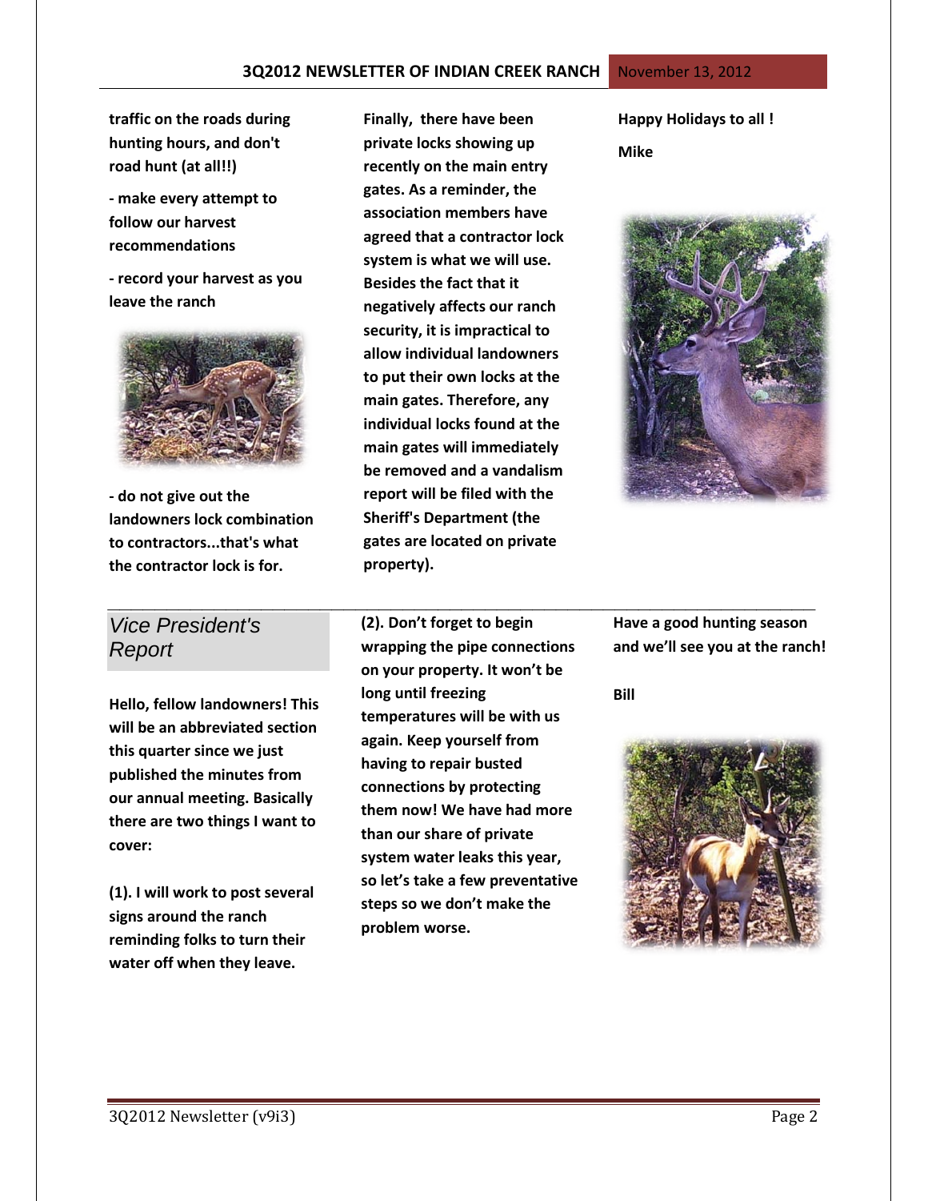**traffic on the roads during hunting hours, and don't road hunt (at all!!)**

**- make every attempt to follow our harvest recommendations**

**- record your harvest as you leave the ranch**

**- do not give out the landowners lock combination to contractors...that's what the contractor lock is for.**

**Finally, there have been private locks showing up recently on the main entry gates. As a reminder, the association members have agreed that a contractor lock system is what we will use. Besides the fact that it negatively affects our ranch security, it is impractical to allow individual landowners to put their own locks at the main gates. Therefore, any individual locks found at the main gates will immediately be removed and a vandalism report will be filed with the Sheriff's Department (the gates are located on private property).**

**Happy Holidays to all !**

**Mike**

---

## *Vice President's Report*

**Hello, fellow landowners! This will be an abbreviated section this quarter since we just published the minutes from our annual meeting. Basically there are two things I want to cover:**

**(1). I will work to post several signs around the ranch reminding folks to turn their water off when they leave.**

**(2). Don't forget to begin wrapping the pipe connections on your property. It won't be long until freezing temperatures will be with us again. Keep yourself from having to repair busted connections by protecting them now! We have had more than our share of private system water leaks this year, so let's take a few preventative steps so we don't make the problem worse.**

**Have a good hunting season and we'll see you at the ranch!**

**Bill**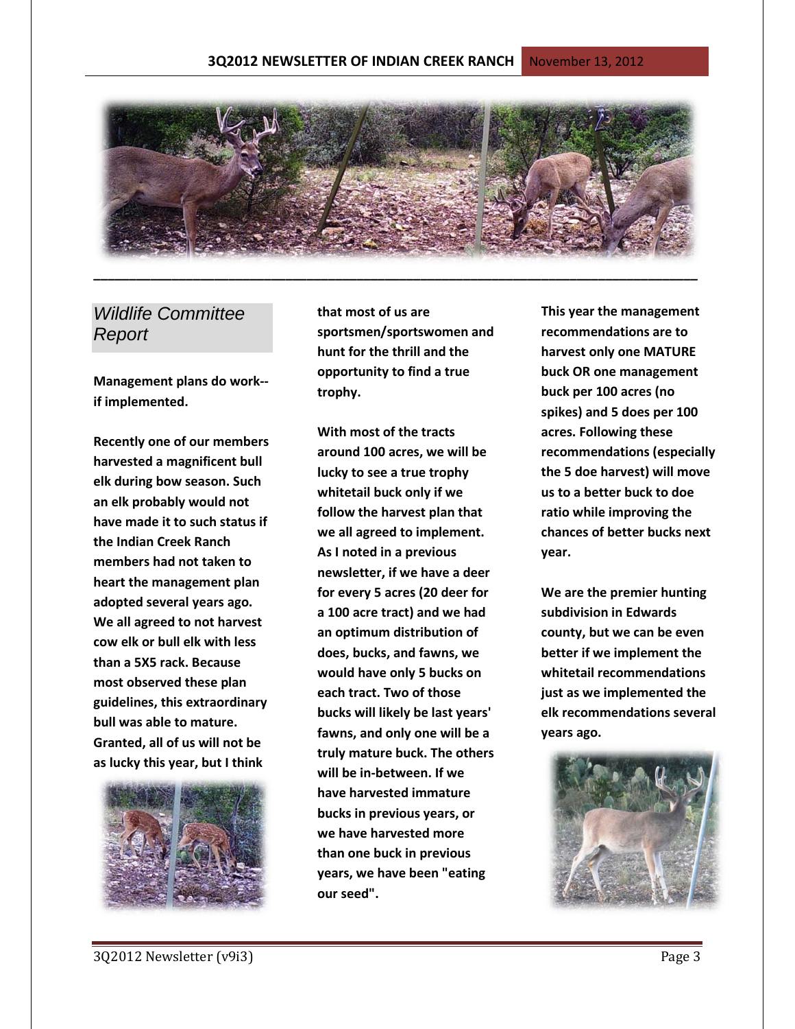## *Wildlife Committee Report*

**Management plans do work--if implemented.**

**Recently one of our members harvested a magnificent bull elk during bow season. Such an elk probably would not have made it to such status if the Indian Creek Ranch members had not taken to heart the management plan adopted several years ago. We all agreed to not harvest cow elk or bull elk with less than a 5X5 rack. Because most observed these plan guidelines, this extraordinary bull was able to mature. Granted, all of us will not be as lucky this year, but I think that most of us are sportsmen/sportswomen and hunt for the thrill and the opportunity to find a true trophy.**

**With most of the tracts around 100 acres, we will be lucky to see a true trophy whitetail buck only if we follow the harvest plan that we all agreed to implement. As I noted in a previous newsletter, if we have a deer for every 5 acres (20 deer for a 100 acre tract) and we had an optimum distribution of does, bucks, and fawns, we would have only 5 bucks on each tract. Two of those bucks will likely be last years' fawns, and only one will be a truly mature buck. The others will be in-between. If we have harvested immature bucks in previous years, or we have harvested more than one buck in previous years, we have been "eating our seed".**

**This year the management recommendations are to harvest only one MATURE buck OR one management buck per 100 acres (no spikes) and 5 does per 100 acres. Following these recommendations (especially the 5 doe harvest) will move us to a better buck to doe ratio while improving the chances of better bucks next year.**

**We are the premier hunting subdivision in Edwards county, but we can be even better if we implement the whitetail recommendations just as we implemented the elk recommendations several years ago.**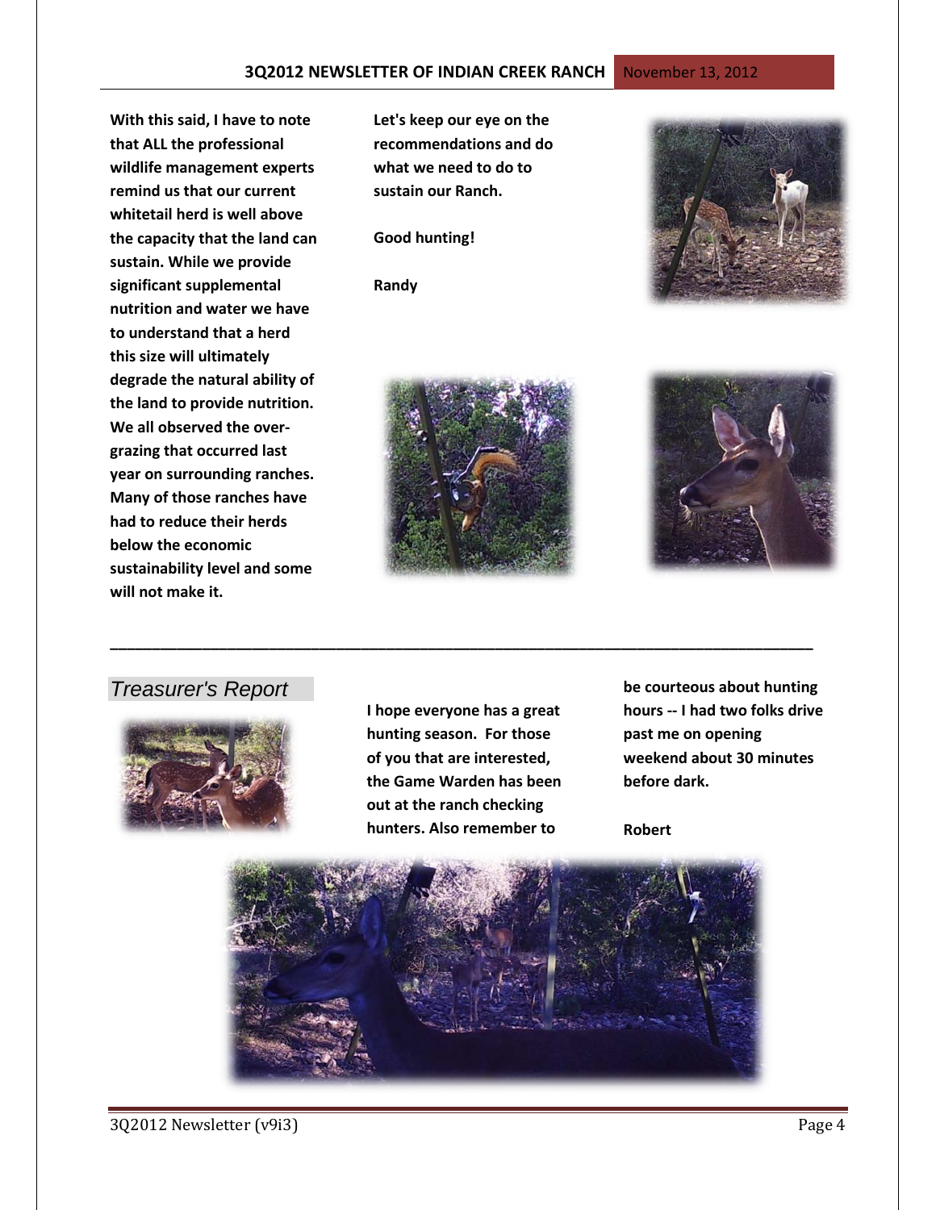**With this said, I have to note that ALL the professional wildlife management experts remind us that our current whitetail herd is well above the capacity that the land can sustain. While we provide significant supplemental nutrition and water we have to understand that a herd this size will ultimately degrade the natural ability of the land to provide nutrition. We all observed the over-grazing that occurred last year on surrounding ranches. Many of those ranches have had to reduce their herds below the economic sustainability level and some will not make it.**

**Let's keep our eye on the recommendations and do what we need to do to sustain our Ranch.**

**Good hunting!**

**Randy**

---

## *Treasurer's Report*

**I hope everyone has a great hunting season. For those of you that are interested, the Game Warden has been out at the ranch checking hunters. Also remember to be courteous about hunting hours -- I had two folks drive past me on opening weekend about 30 minutes before dark.**

**Robert**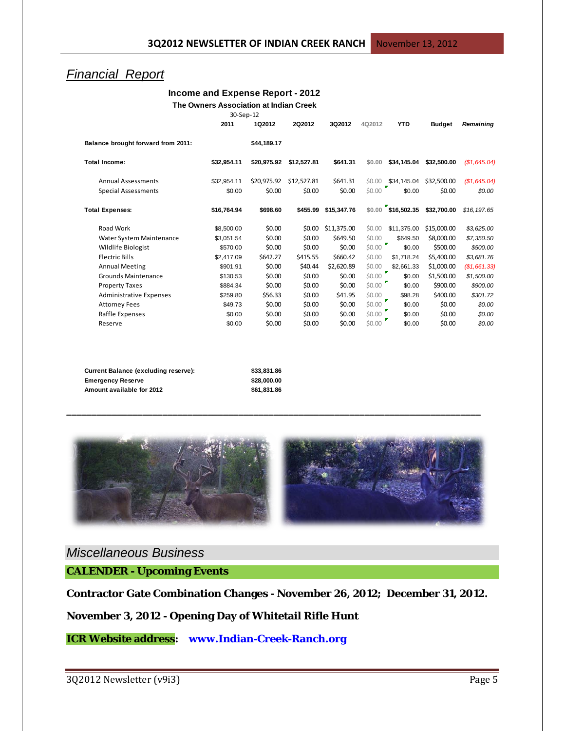## *Financial Report*

### Income and Expense Report - 2012

**The Owners Association at Indian Creek**

30-Sep-12

| | 2011 | 1Q2012 | 2Q2012 | 3Q2012 | 4Q2012 | YTD | Budget | *Remaining* |
|---|---|---|---|---|---|---|---|---|
| **Balance brought forward from 2011:** | | **$44,189.17** | | | | | | |
| **Total Income:** | **$32,954.11** | **$20,975.92** | **$12,527.81** | **$641.31** | **$0.00** | **$34,145.04** | **$32,500.00** | *($1,645.04)* |
| Annual Assessments | $32,954.11 | $20,975.92 | $12,527.81 | $641.31 | $0.00 | $34,145.04 | $32,500.00 | *($1,645.04)* |
| Special Assessments | $0.00 | $0.00 | $0.00 | $0.00 | $0.00 | $0.00 | $0.00 | *$0.00* |
| **Total Expenses:** | **$16,764.94** | **$698.60** | **$455.99** | **$15,347.76** | **$0.00** | **$16,502.35** | **$32,700.00** | *$16,197.65* |
| Road Work | $8,500.00 | $0.00 | $0.00 | $11,375.00 | $0.00 | $11,375.00 | $15,000.00 | *$3,625.00* |
| Water System Maintenance | $3,051.54 | $0.00 | $0.00 | $649.50 | $0.00 | $649.50 | $8,000.00 | *$7,350.50* |
| Wildlife Biologist | $570.00 | $0.00 | $0.00 | $0.00 | $0.00 | $0.00 | $500.00 | *$500.00* |
| Electric Bills | $2,417.09 | $642.27 | $415.55 | $660.42 | $0.00 | $1,718.24 | $5,400.00 | *$3,681.76* |
| Annual Meeting | $901.91 | $0.00 | $40.44 | $2,620.89 | $0.00 | $2,661.33 | $1,000.00 | *($1,661.33)* |
| Grounds Maintenance | $130.53 | $0.00 | $0.00 | $0.00 | $0.00 | $0.00 | $1,500.00 | *$1,500.00* |
| Property Taxes | $884.34 | $0.00 | $0.00 | $0.00 | $0.00 | $0.00 | $900.00 | *$900.00* |
| Administrative Expenses | $259.80 | $56.33 | $0.00 | $41.95 | $0.00 | $98.28 | $400.00 | *$301.72* |
| Attorney Fees | $49.73 | $0.00 | $0.00 | $0.00 | $0.00 | $0.00 | $0.00 | *$0.00* |
| Raffle Expenses | $0.00 | $0.00 | $0.00 | $0.00 | $0.00 | $0.00 | $0.00 | *$0.00* |
| Reserve | $0.00 | $0.00 | $0.00 | $0.00 | $0.00 | $0.00 | $0.00 | *$0.00* |

| | |
|---|---|
| **Current Balance (excluding reserve):** | **$33,831.86** |
| **Emergency Reserve** | **$28,000.00** |
| **Amount available for 2012** | **$61,831.86** |

---

## *Miscellaneous Business*

### CALENDER - Upcoming Events

**Contractor Gate Combination Changes - November 26, 2012; December 31, 2012.**

**November 3, 2012 - Opening Day of Whitetail Rifle Hunt**

**ICR Website address: www.Indian-Creek-Ranch.org**